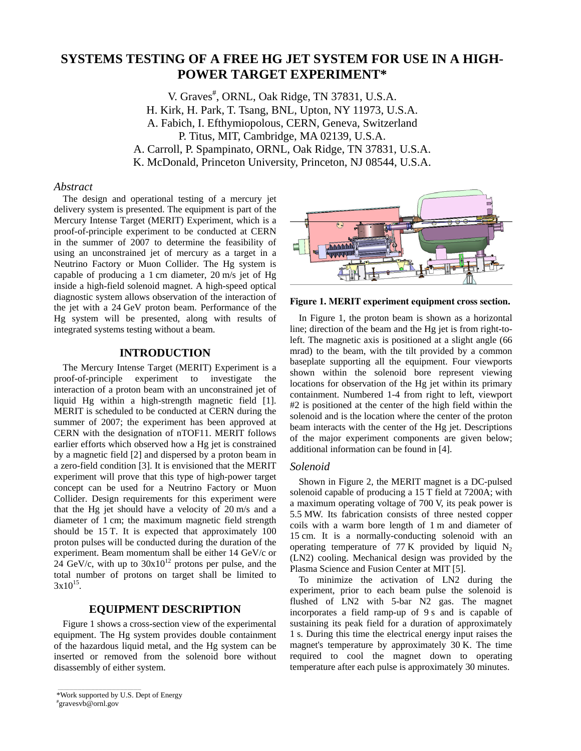# SYSTEMS TESTING OF A FREE HG JET SYSTEM FOR USE IN A HIGH-POWER TARGET EXPERIMENT*

V. Graves[#], ORNL, Oak Ridge, TN 37831, U.S.A.
H. Kirk, H. Park, T. Tsang, BNL, Upton, NY 11973, U.S.A.
A. Fabich, I. Efthymiopolous, CERN, Geneva, Switzerland
P. Titus, MIT, Cambridge, MA 02139, U.S.A.
A. Carroll, P. Spampinato, ORNL, Oak Ridge, TN 37831, U.S.A.
K. McDonald, Princeton University, Princeton, NJ 08544, U.S.A.

## *Abstract*

The design and operational testing of a mercury jet delivery system is presented. The equipment is part of the Mercury Intense Target (MERIT) Experiment, which is a proof-of-principle experiment to be conducted at CERN in the summer of 2007 to determine the feasibility of using an unconstrained jet of mercury as a target in a Neutrino Factory or Muon Collider. The Hg system is capable of producing a 1 cm diameter, 20 m/s jet of Hg inside a high-field solenoid magnet. A high-speed optical diagnostic system allows observation of the interaction of the jet with a 24 GeV proton beam. Performance of the Hg system will be presented, along with results of integrated systems testing without a beam.

## INTRODUCTION

The Mercury Intense Target (MERIT) Experiment is a proof-of-principle experiment to investigate the interaction of a proton beam with an unconstrained jet of liquid Hg within a high-strength magnetic field [1]. MERIT is scheduled to be conducted at CERN during the summer of 2007; the experiment has been approved at CERN with the designation of nTOF11. MERIT follows earlier efforts which observed how a Hg jet is constrained by a magnetic field [2] and dispersed by a proton beam in a zero-field condition [3]. It is envisioned that the MERIT experiment will prove that this type of high-power target concept can be used for a Neutrino Factory or Muon Collider. Design requirements for this experiment were that the Hg jet should have a velocity of 20 m/s and a diameter of 1 cm; the maximum magnetic field strength should be 15 T. It is expected that approximately 100 proton pulses will be conducted during the duration of the experiment. Beam momentum shall be either 14 GeV/c or 24 GeV/c, with up to $30 \times 10^{12}$ protons per pulse, and the total number of protons on target shall be limited to $3 \times 10^{15}$.

## EQUIPMENT DESCRIPTION

Figure 1 shows a cross-section view of the experimental equipment. The Hg system provides double containment of the hazardous liquid metal, and the Hg system can be inserted or removed from the solenoid bore without disassembly of either system.

**Figure 1. MERIT experiment equipment cross section.**

In Figure 1, the proton beam is shown as a horizontal line; direction of the beam and the Hg jet is from right-to-left. The magnetic axis is positioned at a slight angle (66 mrad) to the beam, with the tilt provided by a common baseplate supporting all the equipment. Four viewports shown within the solenoid bore represent viewing locations for observation of the Hg jet within its primary containment. Numbered 1-4 from right to left, viewport #2 is positioned at the center of the high field within the solenoid and is the location where the center of the proton beam interacts with the center of the Hg jet. Descriptions of the major experiment components are given below; additional information can be found in [4].

### *Solenoid*

Shown in Figure 2, the MERIT magnet is a DC-pulsed solenoid capable of producing a 15 T field at 7200A; with a maximum operating voltage of 700 V, its peak power is 5.5 MW. Its fabrication consists of three nested copper coils with a warm bore length of 1 m and diameter of 15 cm. It is a normally-conducting solenoid with an operating temperature of 77 K provided by liquid $N_2$ (LN2) cooling. Mechanical design was provided by the Plasma Science and Fusion Center at MIT [5].

To minimize the activation of LN2 during the experiment, prior to each beam pulse the solenoid is flushed of LN2 with 5-bar N2 gas. The magnet incorporates a field ramp-up of 9 s and is capable of sustaining its peak field for a duration of approximately 1 s. During this time the electrical energy input raises the magnet's temperature by approximately 30 K. The time required to cool the magnet down to operating temperature after each pulse is approximately 30 minutes.

---

*Work supported by U.S. Dept of Energy
[#]gravesvb@ornl.gov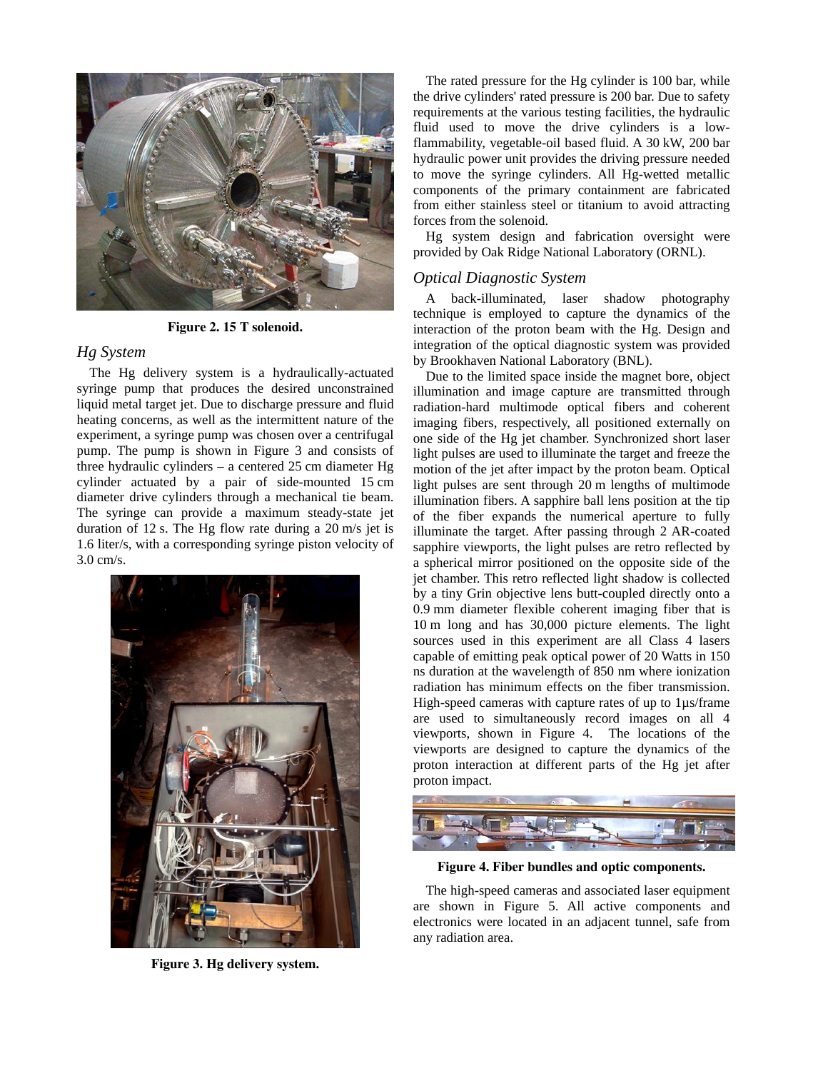Figure 2. 15 T solenoid.

### *Hg System*

The Hg delivery system is a hydraulically-actuated syringe pump that produces the desired unconstrained liquid metal target jet. Due to discharge pressure and fluid heating concerns, as well as the intermittent nature of the experiment, a syringe pump was chosen over a centrifugal pump. The pump is shown in Figure 3 and consists of three hydraulic cylinders – a centered 25 cm diameter Hg cylinder actuated by a pair of side-mounted 15 cm diameter drive cylinders through a mechanical tie beam. The syringe can provide a maximum steady-state jet duration of 12 s. The Hg flow rate during a 20 m/s jet is 1.6 liter/s, with a corresponding syringe piston velocity of 3.0 cm/s.

Figure 3. Hg delivery system.

The rated pressure for the Hg cylinder is 100 bar, while the drive cylinders' rated pressure is 200 bar. Due to safety requirements at the various testing facilities, the hydraulic fluid used to move the drive cylinders is a low-flammability, vegetable-oil based fluid. A 30 kW, 200 bar hydraulic power unit provides the driving pressure needed to move the syringe cylinders. All Hg-wetted metallic components of the primary containment are fabricated from either stainless steel or titanium to avoid attracting forces from the solenoid.

Hg system design and fabrication oversight were provided by Oak Ridge National Laboratory (ORNL).

### *Optical Diagnostic System*

A back-illuminated, laser shadow photography technique is employed to capture the dynamics of the interaction of the proton beam with the Hg. Design and integration of the optical diagnostic system was provided by Brookhaven National Laboratory (BNL).

Due to the limited space inside the magnet bore, object illumination and image capture are transmitted through radiation-hard multimode optical fibers and coherent imaging fibers, respectively, all positioned externally on one side of the Hg jet chamber. Synchronized short laser light pulses are used to illuminate the target and freeze the motion of the jet after impact by the proton beam. Optical light pulses are sent through 20 m lengths of multimode illumination fibers. A sapphire ball lens position at the tip of the fiber expands the numerical aperture to fully illuminate the target. After passing through 2 AR-coated sapphire viewports, the light pulses are retro reflected by a spherical mirror positioned on the opposite side of the jet chamber. This retro reflected light shadow is collected by a tiny Grin objective lens butt-coupled directly onto a 0.9 mm diameter flexible coherent imaging fiber that is 10 m long and has 30,000 picture elements. The light sources used in this experiment are all Class 4 lasers capable of emitting peak optical power of 20 Watts in 150 ns duration at the wavelength of 850 nm where ionization radiation has minimum effects on the fiber transmission. High-speed cameras with capture rates of up to 1μs/frame are used to simultaneously record images on all 4 viewports, shown in Figure 4. The locations of the viewports are designed to capture the dynamics of the proton interaction at different parts of the Hg jet after proton impact.

Figure 4. Fiber bundles and optic components.

The high-speed cameras and associated laser equipment are shown in Figure 5. All active components and electronics were located in an adjacent tunnel, safe from any radiation area.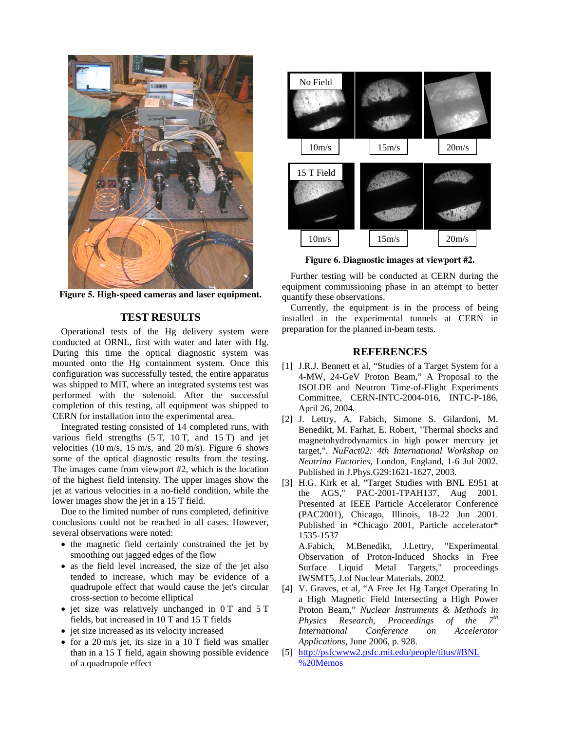Figure 5. High-speed cameras and laser equipment.

## TEST RESULTS

Operational tests of the Hg delivery system were conducted at ORNL, first with water and later with Hg. During this time the optical diagnostic system was mounted onto the Hg containment system. Once this configuration was successfully tested, the entire apparatus was shipped to MIT, where an integrated systems test was performed with the solenoid. After the successful completion of this testing, all equipment was shipped to CERN for installation into the experimental area.

Integrated testing consisted of 14 completed runs, with various field strengths (5 T, 10 T, and 15 T) and jet velocities (10 m/s, 15 m/s, and 20 m/s). Figure 6 shows some of the optical diagnostic results from the testing. The images came from viewport #2, which is the location of the highest field intensity. The upper images show the jet at various velocities in a no-field condition, while the lower images show the jet in a 15 T field.

Due to the limited number of runs completed, definitive conclusions could not be reached in all cases. However, several observations were noted:

- the magnetic field certainly constrained the jet by smoothing out jagged edges of the flow
- as the field level increased, the size of the jet also tended to increase, which may be evidence of a quadrupole effect that would cause the jet's circular cross-section to become elliptical
- jet size was relatively unchanged in 0 T and 5 T fields, but increased in 10 T and 15 T fields
- jet size increased as its velocity increased
- for a 20 m/s jet, its size in a 10 T field was smaller than in a 15 T field, again showing possible evidence of a quadrupole effect

No Field

10m/s
15m/s
20m/s

15 T Field

10m/s
15m/s
20m/s

Figure 6. Diagnostic images at viewport #2.

Further testing will be conducted at CERN during the equipment commissioning phase in an attempt to better quantify these observations.

Currently, the equipment is in the process of being installed in the experimental tunnels at CERN in preparation for the planned in-beam tests.

## REFERENCES

[1] J.R.J. Bennett et al, "Studies of a Target System for a 4-MW, 24-GeV Proton Beam," A Proposal to the ISOLDE and Neutron Time-of-Flight Experiments Committee, CERN-INTC-2004-016, INTC-P-186, April 26, 2004.

[2] J. Lettry, A. Fabich, Simone S. Gilardoni, M. Benedikt, M. Farhat, E. Robert, "Thermal shocks and magnetohydrodynamics in high power mercury jet target,". *NuFact02: 4th International Workshop on Neutrino Factories*, London, England, 1-6 Jul 2002. Published in J.Phys.G29:1621-1627, 2003.

[3] H.G. Kirk et al, "Target Studies with BNL E951 at the AGS," PAC-2001-TPAH137, Aug 2001. Presented at IEEE Particle Accelerator Conference (PAC2001), Chicago, Illinois, 18-22 Jun 2001. Published in *Chicago 2001, Particle accelerator* 1535-1537
A.Fabich, M.Benedikt, J.Lettry, "Experimental Observation of Proton-Induced Shocks in Free Surface Liquid Metal Targets," proceedings IWSMT5, J.of Nuclear Materials, 2002.

[4] V. Graves, et al, "A Free Jet Hg Target Operating In a High Magnetic Field Intersecting a High Power Proton Beam," *Nuclear Instruments & Methods in Physics Research, Proceedings of the 7th International Conference on Accelerator Applications*, June 2006, p. 928.

[5] http://psfcwww2.psfc.mit.edu/people/titus/#BNL%20Memos